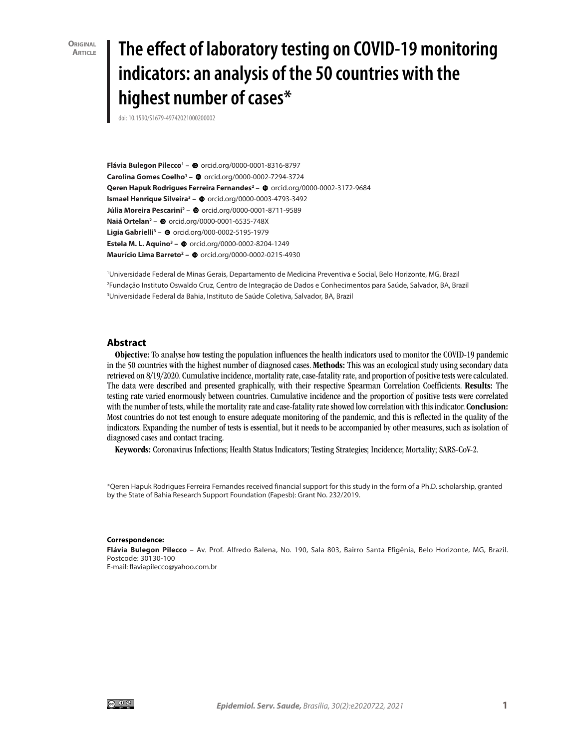Original Article

# The effect of laboratory testing on COVID-19 monitoring indicators: an analysis of the 50 countries with the highest number of cases*

doi: 10.1590/S1679-49742021000200002

**Flávia Bulegon Pilecco[1]** – orcid.org/0000-0001-8316-8797
**Carolina Gomes Coelho[1]** – orcid.org/0000-0002-7294-3724
**Qeren Hapuk Rodrigues Ferreira Fernandes[2]** – orcid.org/0000-0002-3172-9684
**Ismael Henrique Silveira[3]** – orcid.org/0000-0003-4793-3492
**Júlia Moreira Pescarini[2]** – orcid.org/0000-0001-8711-9589
**Naiá Ortelan[2]** – orcid.org/0000-0001-6535-748X
**Ligia Gabrielli[3]** – orcid.org/000-0002-5195-1979
**Estela M. L. Aquino[3]** – orcid.org/0000-0002-8204-1249
**Maurício Lima Barreto[2]** – orcid.org/0000-0002-0215-4930

[1]Universidade Federal de Minas Gerais, Departamento de Medicina Preventiva e Social, Belo Horizonte, MG, Brazil
[2]Fundação Instituto Oswaldo Cruz, Centro de Integração de Dados e Conhecimentos para Saúde, Salvador, BA, Brazil
[3]Universidade Federal da Bahia, Instituto de Saúde Coletiva, Salvador, BA, Brazil

## Abstract

**Objective:** To analyse how testing the population influences the health indicators used to monitor the COVID-19 pandemic in the 50 countries with the highest number of diagnosed cases. **Methods:** This was an ecological study using secondary data retrieved on 8/19/2020. Cumulative incidence, mortality rate, case-fatality rate, and proportion of positive tests were calculated. The data were described and presented graphically, with their respective Spearman Correlation Coefficients. **Results:** The testing rate varied enormously between countries. Cumulative incidence and the proportion of positive tests were correlated with the number of tests, while the mortality rate and case-fatality rate showed low correlation with this indicator. **Conclusion:** Most countries do not test enough to ensure adequate monitoring of the pandemic, and this is reflected in the quality of the indicators. Expanding the number of tests is essential, but it needs to be accompanied by other measures, such as isolation of diagnosed cases and contact tracing.

**Keywords:** Coronavirus Infections; Health Status Indicators; Testing Strategies; Incidence; Mortality; SARS-CoV-2.

*Qeren Hapuk Rodrigues Ferreira Fernandes received financial support for this study in the form of a Ph.D. scholarship, granted by the State of Bahia Research Support Foundation (Fapesb): Grant No. 232/2019.

**Correspondence:**
**Flávia Bulegon Pilecco** – Av. Prof. Alfredo Balena, No. 190, Sala 803, Bairro Santa Efigênia, Belo Horizonte, MG, Brazil. Postcode: 30130-100
E-mail: flaviapilecco@yahoo.com.br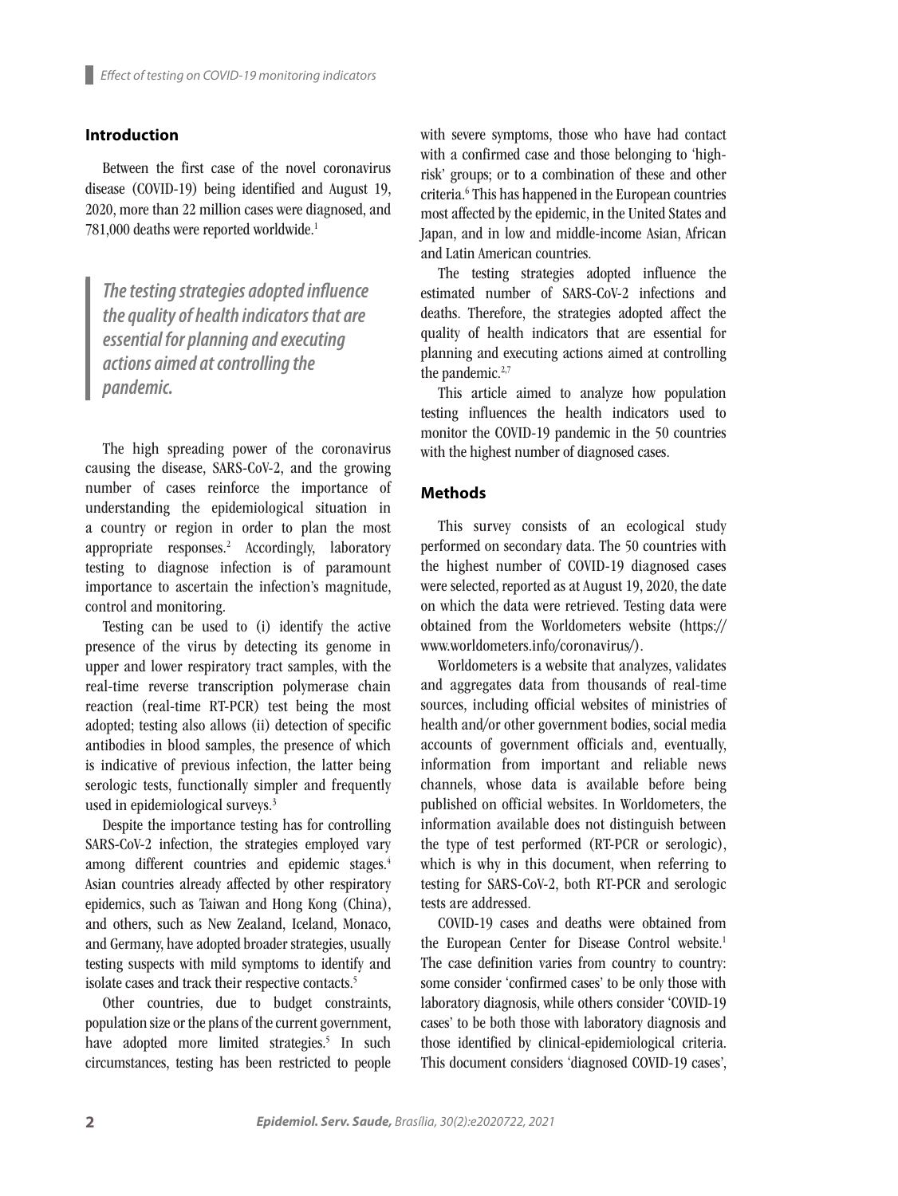## Introduction

Between the first case of the novel coronavirus disease (COVID-19) being identified and August 19, 2020, more than 22 million cases were diagnosed, and 781,000 deaths were reported worldwide.[1]

> ***The testing strategies adopted influence the quality of health indicators that are essential for planning and executing actions aimed at controlling the pandemic.***

The high spreading power of the coronavirus causing the disease, SARS-CoV-2, and the growing number of cases reinforce the importance of understanding the epidemiological situation in a country or region in order to plan the most appropriate responses.[2] Accordingly, laboratory testing to diagnose infection is of paramount importance to ascertain the infection's magnitude, control and monitoring.

Testing can be used to (i) identify the active presence of the virus by detecting its genome in upper and lower respiratory tract samples, with the real-time reverse transcription polymerase chain reaction (real-time RT-PCR) test being the most adopted; testing also allows (ii) detection of specific antibodies in blood samples, the presence of which is indicative of previous infection, the latter being serologic tests, functionally simpler and frequently used in epidemiological surveys.[3]

Despite the importance testing has for controlling SARS-CoV-2 infection, the strategies employed vary among different countries and epidemic stages.[4] Asian countries already affected by other respiratory epidemics, such as Taiwan and Hong Kong (China), and others, such as New Zealand, Iceland, Monaco, and Germany, have adopted broader strategies, usually testing suspects with mild symptoms to identify and isolate cases and track their respective contacts.[5]

Other countries, due to budget constraints, population size or the plans of the current government, have adopted more limited strategies.[5] In such circumstances, testing has been restricted to people with severe symptoms, those who have had contact with a confirmed case and those belonging to 'high-risk' groups; or to a combination of these and other criteria.[6] This has happened in the European countries most affected by the epidemic, in the United States and Japan, and in low and middle-income Asian, African and Latin American countries.

The testing strategies adopted influence the estimated number of SARS-CoV-2 infections and deaths. Therefore, the strategies adopted affect the quality of health indicators that are essential for planning and executing actions aimed at controlling the pandemic.[2,7]

This article aimed to analyze how population testing influences the health indicators used to monitor the COVID-19 pandemic in the 50 countries with the highest number of diagnosed cases.

## Methods

This survey consists of an ecological study performed on secondary data. The 50 countries with the highest number of COVID-19 diagnosed cases were selected, reported as at August 19, 2020, the date on which the data were retrieved. Testing data were obtained from the Worldometers website (https://www.worldometers.info/coronavirus/).

Worldometers is a website that analyzes, validates and aggregates data from thousands of real-time sources, including official websites of ministries of health and/or other government bodies, social media accounts of government officials and, eventually, information from important and reliable news channels, whose data is available before being published on official websites. In Worldometers, the information available does not distinguish between the type of test performed (RT-PCR or serologic), which is why in this document, when referring to testing for SARS-CoV-2, both RT-PCR and serologic tests are addressed.

COVID-19 cases and deaths were obtained from the European Center for Disease Control website.[1] The case definition varies from country to country: some consider 'confirmed cases' to be only those with laboratory diagnosis, while others consider 'COVID-19 cases' to be both those with laboratory diagnosis and those identified by clinical-epidemiological criteria. This document considers 'diagnosed COVID-19 cases',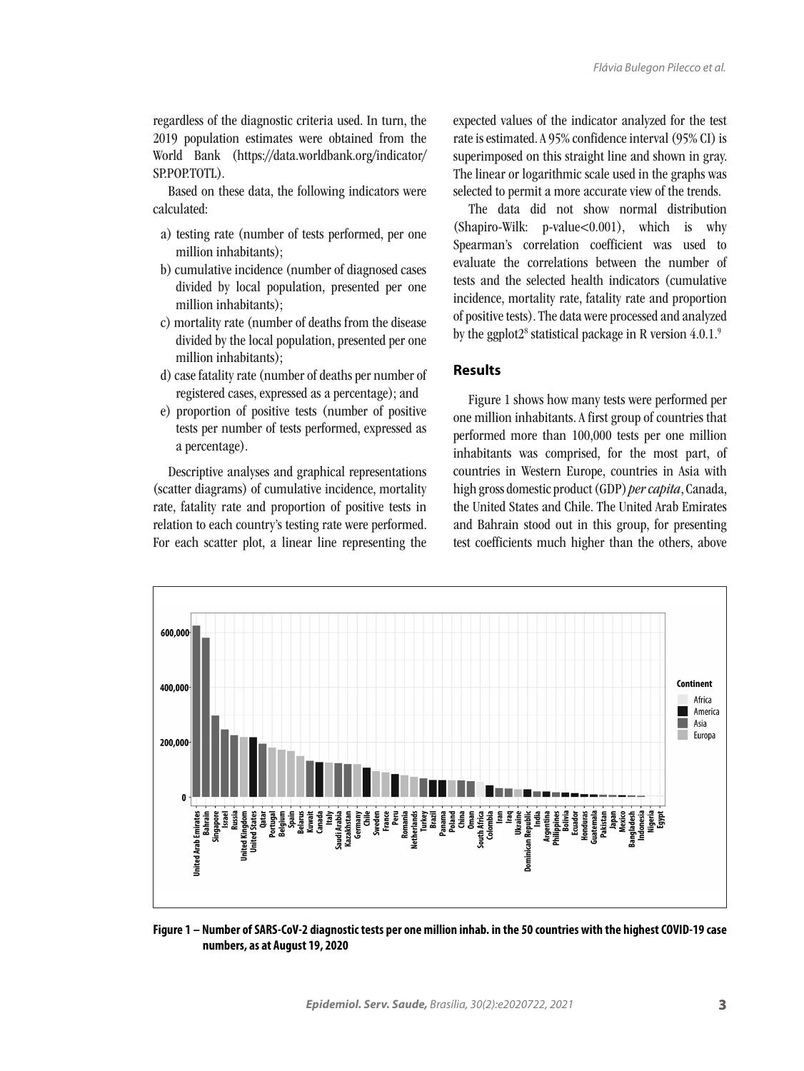regardless of the diagnostic criteria used. In turn, the 2019 population estimates were obtained from the World Bank (https://data.worldbank.org/indicator/SP.POP.TOTL).

Based on these data, the following indicators were calculated:

a) testing rate (number of tests performed, per one million inhabitants);
b) cumulative incidence (number of diagnosed cases divided by local population, presented per one million inhabitants);
c) mortality rate (number of deaths from the disease divided by the local population, presented per one million inhabitants);
d) case fatality rate (number of deaths per number of registered cases, expressed as a percentage); and
e) proportion of positive tests (number of positive tests per number of tests performed, expressed as a percentage).

Descriptive analyses and graphical representations (scatter diagrams) of cumulative incidence, mortality rate, fatality rate and proportion of positive tests in relation to each country's testing rate were performed. For each scatter plot, a linear line representing the expected values of the indicator analyzed for the test rate is estimated. A 95% confidence interval (95% CI) is superimposed on this straight line and shown in gray. The linear or logarithmic scale used in the graphs was selected to permit a more accurate view of the trends.

The data did not show normal distribution (Shapiro-Wilk: p-value<0.001), which is why Spearman's correlation coefficient was used to evaluate the correlations between the number of tests and the selected health indicators (cumulative incidence, mortality rate, fatality rate and proportion of positive tests). The data were processed and analyzed by the ggplot2[8] statistical package in R version 4.0.1.[9]

## Results

Figure 1 shows how many tests were performed per one million inhabitants. A first group of countries that performed more than 100,000 tests per one million inhabitants was comprised, for the most part, of countries in Western Europe, countries in Asia with high gross domestic product (GDP) *per capita*, Canada, the United States and Chile. The United Arab Emirates and Bahrain stood out in this group, for presenting test coefficients much higher than the others, above

**Figure 1 – Number of SARS-CoV-2 diagnostic tests per one million inhab. in the 50 countries with the highest COVID-19 case numbers, as at August 19, 2020**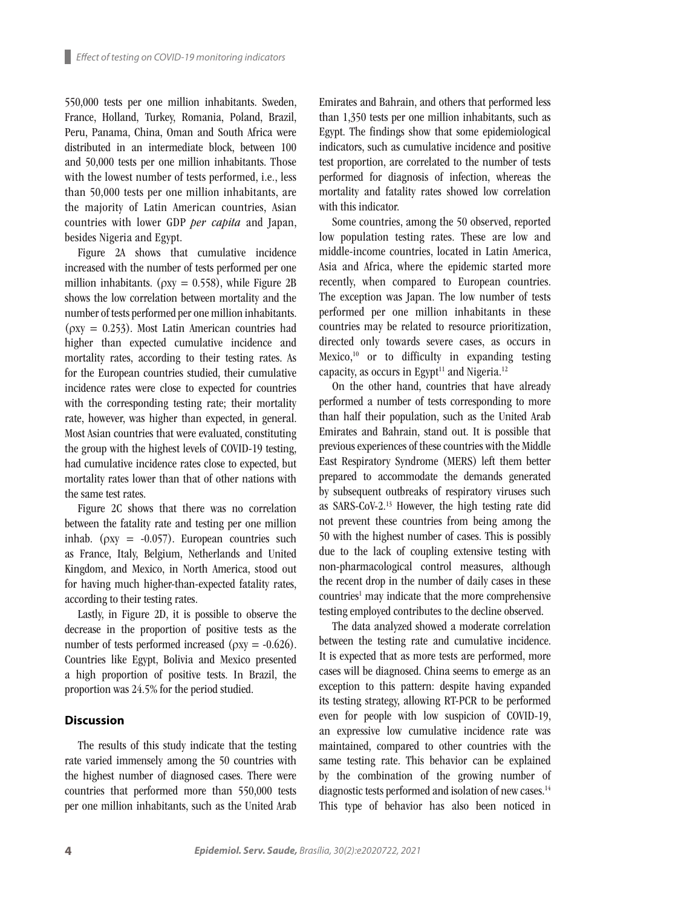550,000 tests per one million inhabitants. Sweden, France, Holland, Turkey, Romania, Poland, Brazil, Peru, Panama, China, Oman and South Africa were distributed in an intermediate block, between 100 and 50,000 tests per one million inhabitants. Those with the lowest number of tests performed, i.e., less than 50,000 tests per one million inhabitants, are the majority of Latin American countries, Asian countries with lower GDP *per capita* and Japan, besides Nigeria and Egypt.

Figure 2A shows that cumulative incidence increased with the number of tests performed per one million inhabitants. ($\rho xy = 0.558$), while Figure 2B shows the low correlation between mortality and the number of tests performed per one million inhabitants. ($\rho xy = 0.253$). Most Latin American countries had higher than expected cumulative incidence and mortality rates, according to their testing rates. As for the European countries studied, their cumulative incidence rates were close to expected for countries with the corresponding testing rate; their mortality rate, however, was higher than expected, in general. Most Asian countries that were evaluated, constituting the group with the highest levels of COVID-19 testing, had cumulative incidence rates close to expected, but mortality rates lower than that of other nations with the same test rates.

Figure 2C shows that there was no correlation between the fatality rate and testing per one million inhab. ($\rho xy = -0.057$). European countries such as France, Italy, Belgium, Netherlands and United Kingdom, and Mexico, in North America, stood out for having much higher-than-expected fatality rates, according to their testing rates.

Lastly, in Figure 2D, it is possible to observe the decrease in the proportion of positive tests as the number of tests performed increased ($\rho xy = -0.626$). Countries like Egypt, Bolivia and Mexico presented a high proportion of positive tests. In Brazil, the proportion was 24.5% for the period studied.

## Discussion

The results of this study indicate that the testing rate varied immensely among the 50 countries with the highest number of diagnosed cases. There were countries that performed more than 550,000 tests per one million inhabitants, such as the United Arab Emirates and Bahrain, and others that performed less than 1,350 tests per one million inhabitants, such as Egypt. The findings show that some epidemiological indicators, such as cumulative incidence and positive test proportion, are correlated to the number of tests performed for diagnosis of infection, whereas the mortality and fatality rates showed low correlation with this indicator.

Some countries, among the 50 observed, reported low population testing rates. These are low and middle-income countries, located in Latin America, Asia and Africa, where the epidemic started more recently, when compared to European countries. The exception was Japan. The low number of tests performed per one million inhabitants in these countries may be related to resource prioritization, directed only towards severe cases, as occurs in Mexico,[10] or to difficulty in expanding testing capacity, as occurs in Egypt[11] and Nigeria.[12]

On the other hand, countries that have already performed a number of tests corresponding to more than half their population, such as the United Arab Emirates and Bahrain, stand out. It is possible that previous experiences of these countries with the Middle East Respiratory Syndrome (MERS) left them better prepared to accommodate the demands generated by subsequent outbreaks of respiratory viruses such as SARS-CoV-2.[13] However, the high testing rate did not prevent these countries from being among the 50 with the highest number of cases. This is possibly due to the lack of coupling extensive testing with non-pharmacological control measures, although the recent drop in the number of daily cases in these countries[1] may indicate that the more comprehensive testing employed contributes to the decline observed.

The data analyzed showed a moderate correlation between the testing rate and cumulative incidence. It is expected that as more tests are performed, more cases will be diagnosed. China seems to emerge as an exception to this pattern: despite having expanded its testing strategy, allowing RT-PCR to be performed even for people with low suspicion of COVID-19, an expressive low cumulative incidence rate was maintained, compared to other countries with the same testing rate. This behavior can be explained by the combination of the growing number of diagnostic tests performed and isolation of new cases.[14] This type of behavior has also been noticed in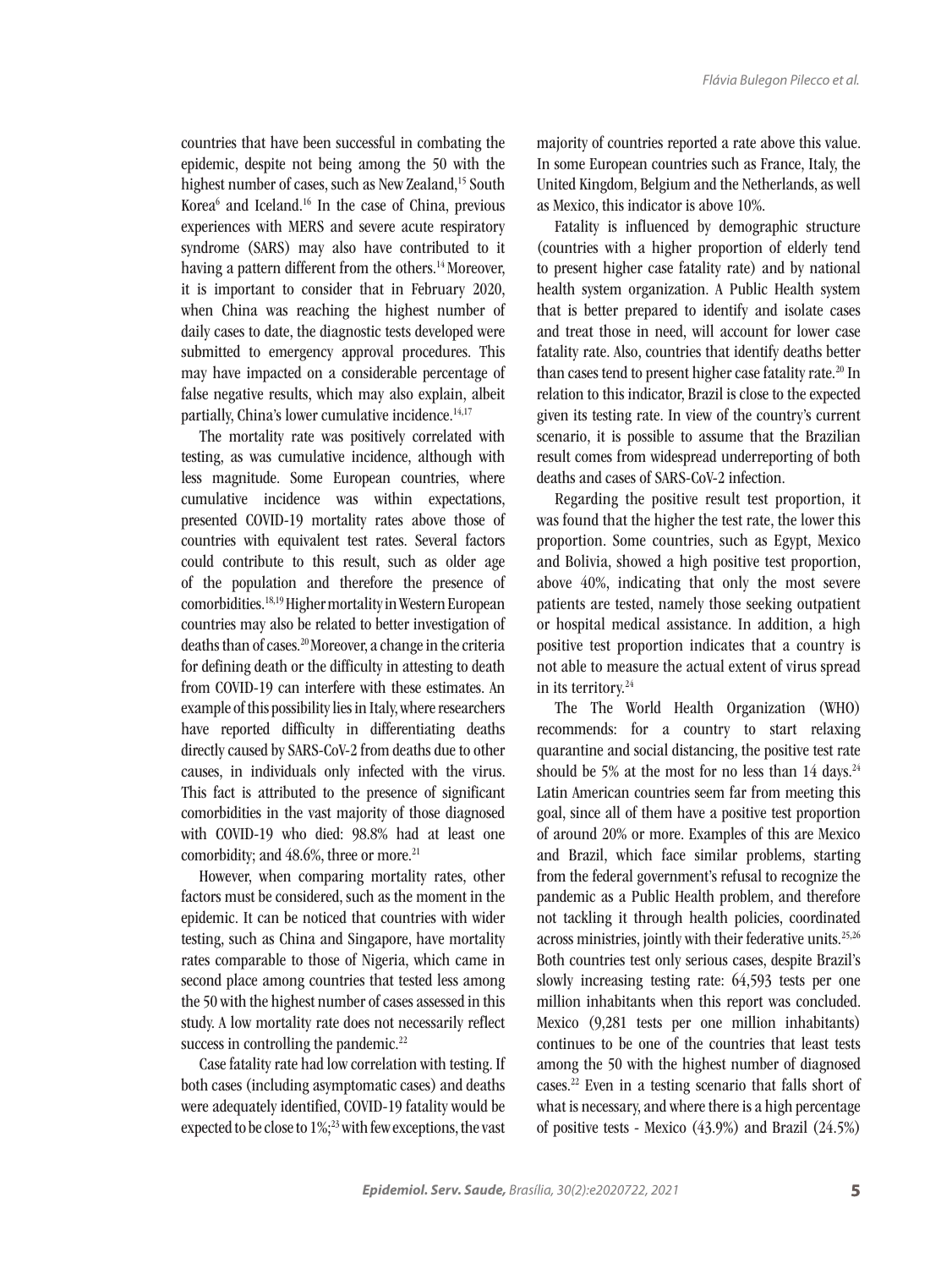countries that have been successful in combating the epidemic, despite not being among the 50 with the highest number of cases, such as New Zealand,[15] South Korea[6] and Iceland.[16] In the case of China, previous experiences with MERS and severe acute respiratory syndrome (SARS) may also have contributed to it having a pattern different from the others.[14] Moreover, it is important to consider that in February 2020, when China was reaching the highest number of daily cases to date, the diagnostic tests developed were submitted to emergency approval procedures. This may have impacted on a considerable percentage of false negative results, which may also explain, albeit partially, China's lower cumulative incidence.[14,17]

The mortality rate was positively correlated with testing, as was cumulative incidence, although with less magnitude. Some European countries, where cumulative incidence was within expectations, presented COVID-19 mortality rates above those of countries with equivalent test rates. Several factors could contribute to this result, such as older age of the population and therefore the presence of comorbidities.[18,19] Higher mortality in Western European countries may also be related to better investigation of deaths than of cases.[20] Moreover, a change in the criteria for defining death or the difficulty in attesting to death from COVID-19 can interfere with these estimates. An example of this possibility lies in Italy, where researchers have reported difficulty in differentiating deaths directly caused by SARS-CoV-2 from deaths due to other causes, in individuals only infected with the virus. This fact is attributed to the presence of significant comorbidities in the vast majority of those diagnosed with COVID-19 who died: 98.8% had at least one comorbidity; and 48.6%, three or more.[21]

However, when comparing mortality rates, other factors must be considered, such as the moment in the epidemic. It can be noticed that countries with wider testing, such as China and Singapore, have mortality rates comparable to those of Nigeria, which came in second place among countries that tested less among the 50 with the highest number of cases assessed in this study. A low mortality rate does not necessarily reflect success in controlling the pandemic.[22]

Case fatality rate had low correlation with testing. If both cases (including asymptomatic cases) and deaths were adequately identified, COVID-19 fatality would be expected to be close to 1%;[23] with few exceptions, the vast majority of countries reported a rate above this value. In some European countries such as France, Italy, the United Kingdom, Belgium and the Netherlands, as well as Mexico, this indicator is above 10%.

Fatality is influenced by demographic structure (countries with a higher proportion of elderly tend to present higher case fatality rate) and by national health system organization. A Public Health system that is better prepared to identify and isolate cases and treat those in need, will account for lower case fatality rate. Also, countries that identify deaths better than cases tend to present higher case fatality rate.[20] In relation to this indicator, Brazil is close to the expected given its testing rate. In view of the country's current scenario, it is possible to assume that the Brazilian result comes from widespread underreporting of both deaths and cases of SARS-CoV-2 infection.

Regarding the positive result test proportion, it was found that the higher the test rate, the lower this proportion. Some countries, such as Egypt, Mexico and Bolivia, showed a high positive test proportion, above 40%, indicating that only the most severe patients are tested, namely those seeking outpatient or hospital medical assistance. In addition, a high positive test proportion indicates that a country is not able to measure the actual extent of virus spread in its territory.[24]

The The World Health Organization (WHO) recommends: for a country to start relaxing quarantine and social distancing, the positive test rate should be 5% at the most for no less than 14 days.[24] Latin American countries seem far from meeting this goal, since all of them have a positive test proportion of around 20% or more. Examples of this are Mexico and Brazil, which face similar problems, starting from the federal government's refusal to recognize the pandemic as a Public Health problem, and therefore not tackling it through health policies, coordinated across ministries, jointly with their federative units.[25,26] Both countries test only serious cases, despite Brazil's slowly increasing testing rate: 64,593 tests per one million inhabitants when this report was concluded. Mexico (9,281 tests per one million inhabitants) continues to be one of the countries that least tests among the 50 with the highest number of diagnosed cases.[22] Even in a testing scenario that falls short of what is necessary, and where there is a high percentage of positive tests - Mexico (43.9%) and Brazil (24.5%)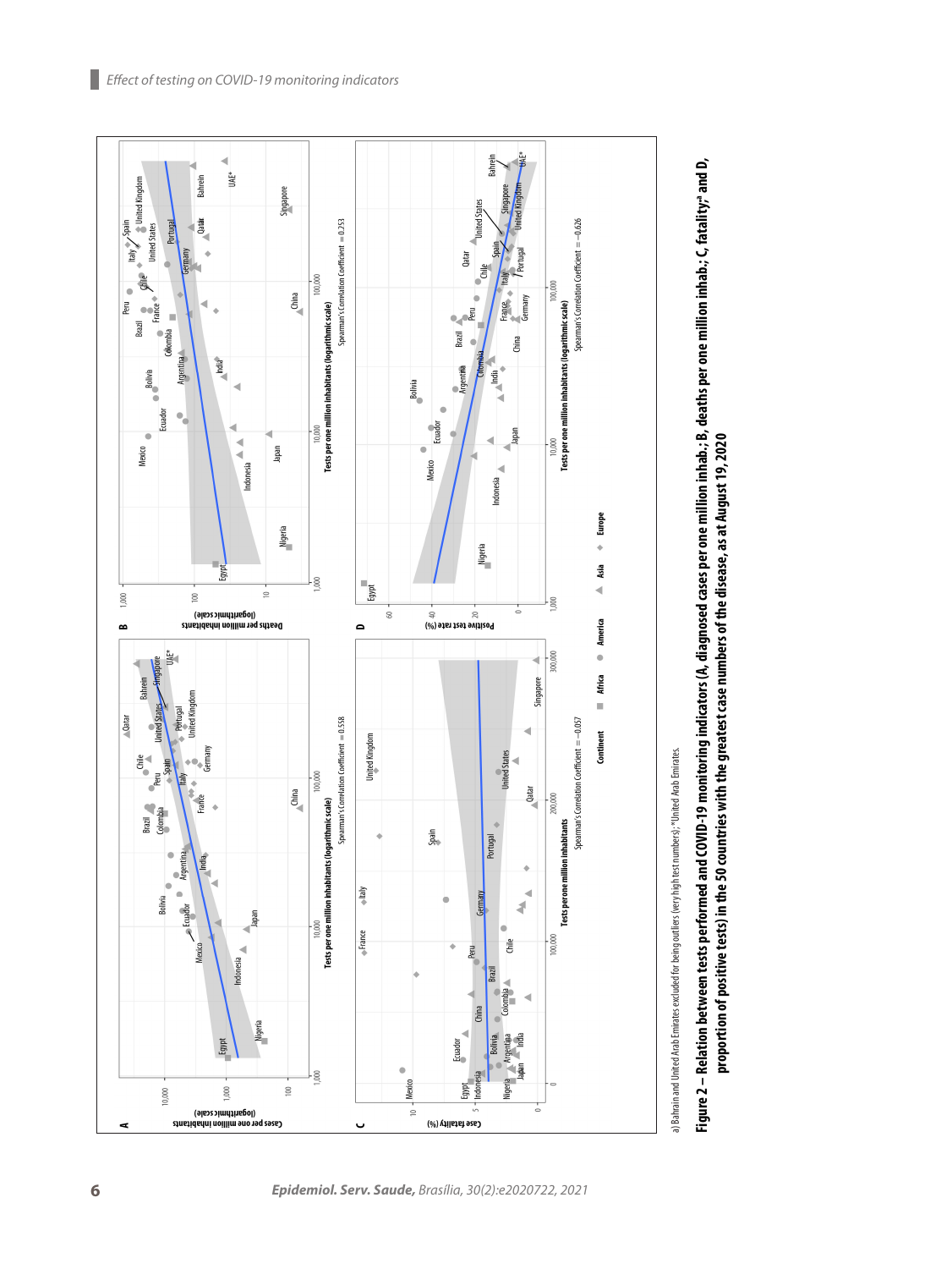a) Bahrain and United Arab Emirates excluded for being outliers (very high test numbers); *United Arab Emirates.

**Figure 2 – Relation between tests performed and COVID-19 monitoring indicators (A, diagnosed cases per one million inhab.; B, deaths per one million inhab.; C, fatality;[a] and D, proportion of positive tests) in the 50 countries with the greatest case numbers of the disease, as at August 19, 2020**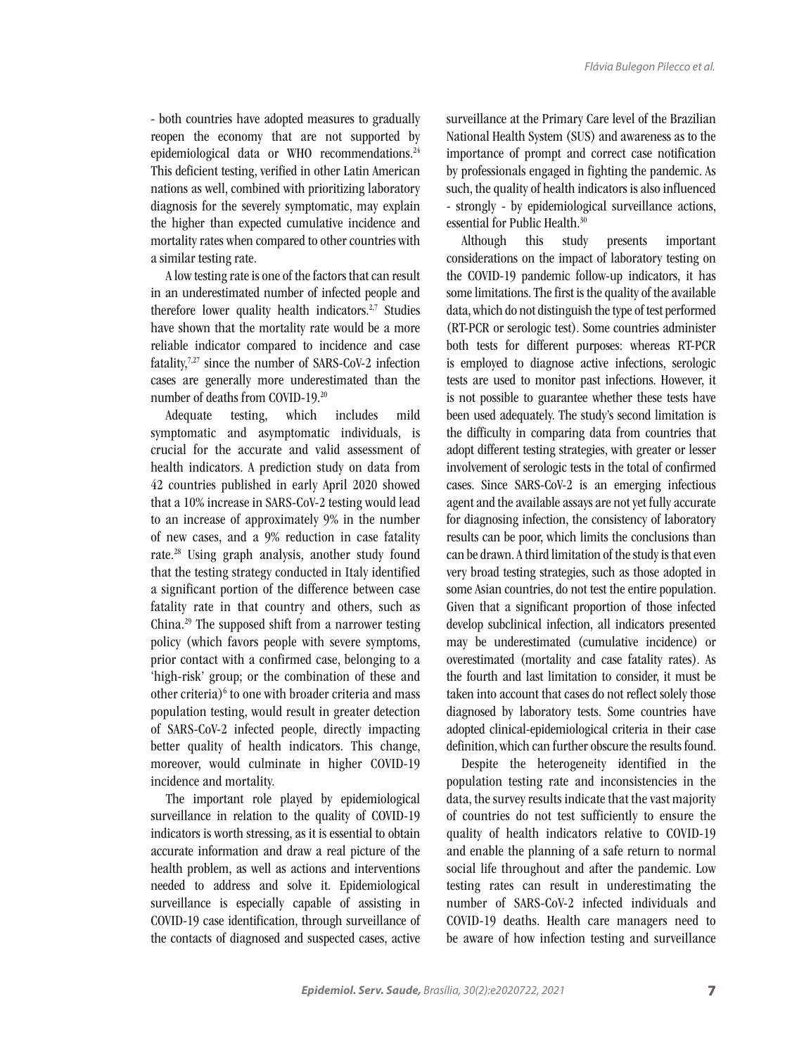- both countries have adopted measures to gradually reopen the economy that are not supported by epidemiological data or WHO recommendations.[24] This deficient testing, verified in other Latin American nations as well, combined with prioritizing laboratory diagnosis for the severely symptomatic, may explain the higher than expected cumulative incidence and mortality rates when compared to other countries with a similar testing rate.

A low testing rate is one of the factors that can result in an underestimated number of infected people and therefore lower quality health indicators.[2,7] Studies have shown that the mortality rate would be a more reliable indicator compared to incidence and case fatality,[7,27] since the number of SARS-CoV-2 infection cases are generally more underestimated than the number of deaths from COVID-19.[20]

Adequate testing, which includes mild symptomatic and asymptomatic individuals, is crucial for the accurate and valid assessment of health indicators. A prediction study on data from 42 countries published in early April 2020 showed that a 10% increase in SARS-CoV-2 testing would lead to an increase of approximately 9% in the number of new cases, and a 9% reduction in case fatality rate.[28] Using graph analysis, another study found that the testing strategy conducted in Italy identified a significant portion of the difference between case fatality rate in that country and others, such as China.[29] The supposed shift from a narrower testing policy (which favors people with severe symptoms, prior contact with a confirmed case, belonging to a 'high-risk' group; or the combination of these and other criteria)[6] to one with broader criteria and mass population testing, would result in greater detection of SARS-CoV-2 infected people, directly impacting better quality of health indicators. This change, moreover, would culminate in higher COVID-19 incidence and mortality.

The important role played by epidemiological surveillance in relation to the quality of COVID-19 indicators is worth stressing, as it is essential to obtain accurate information and draw a real picture of the health problem, as well as actions and interventions needed to address and solve it. Epidemiological surveillance is especially capable of assisting in COVID-19 case identification, through surveillance of the contacts of diagnosed and suspected cases, active surveillance at the Primary Care level of the Brazilian National Health System (SUS) and awareness as to the importance of prompt and correct case notification by professionals engaged in fighting the pandemic. As such, the quality of health indicators is also influenced - strongly - by epidemiological surveillance actions, essential for Public Health.[30]

Although this study presents important considerations on the impact of laboratory testing on the COVID-19 pandemic follow-up indicators, it has some limitations. The first is the quality of the available data, which do not distinguish the type of test performed (RT-PCR or serologic test). Some countries administer both tests for different purposes: whereas RT-PCR is employed to diagnose active infections, serologic tests are used to monitor past infections. However, it is not possible to guarantee whether these tests have been used adequately. The study's second limitation is the difficulty in comparing data from countries that adopt different testing strategies, with greater or lesser involvement of serologic tests in the total of confirmed cases. Since SARS-CoV-2 is an emerging infectious agent and the available assays are not yet fully accurate for diagnosing infection, the consistency of laboratory results can be poor, which limits the conclusions than can be drawn. A third limitation of the study is that even very broad testing strategies, such as those adopted in some Asian countries, do not test the entire population. Given that a significant proportion of those infected develop subclinical infection, all indicators presented may be underestimated (cumulative incidence) or overestimated (mortality and case fatality rates). As the fourth and last limitation to consider, it must be taken into account that cases do not reflect solely those diagnosed by laboratory tests. Some countries have adopted clinical-epidemiological criteria in their case definition, which can further obscure the results found.

Despite the heterogeneity identified in the population testing rate and inconsistencies in the data, the survey results indicate that the vast majority of countries do not test sufficiently to ensure the quality of health indicators relative to COVID-19 and enable the planning of a safe return to normal social life throughout and after the pandemic. Low testing rates can result in underestimating the number of SARS-CoV-2 infected individuals and COVID-19 deaths. Health care managers need to be aware of how infection testing and surveillance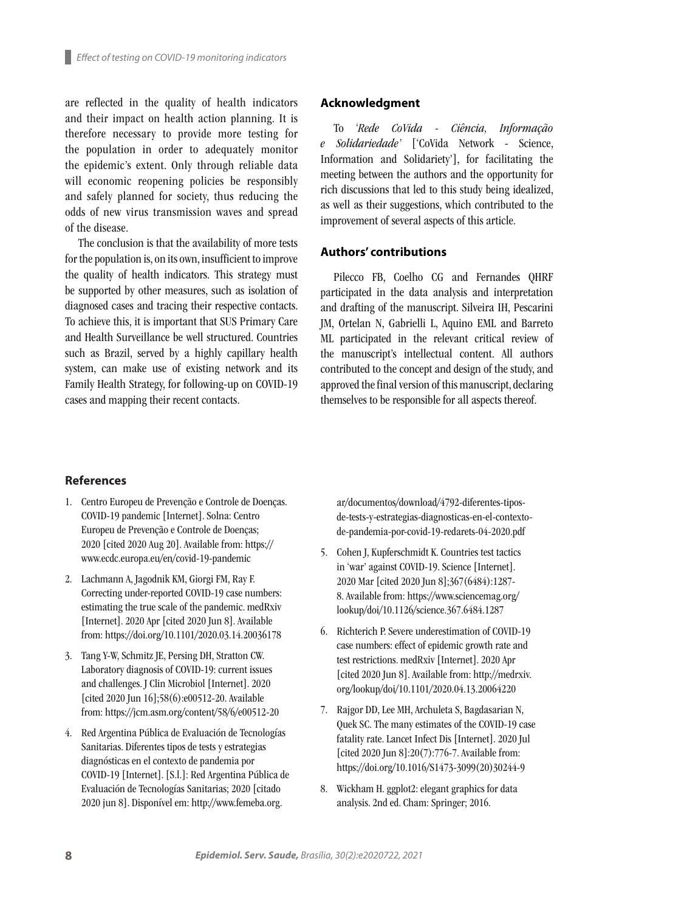are reflected in the quality of health indicators and their impact on health action planning. It is therefore necessary to provide more testing for the population in order to adequately monitor the epidemic's extent. Only through reliable data will economic reopening policies be responsibly and safely planned for society, thus reducing the odds of new virus transmission waves and spread of the disease.

The conclusion is that the availability of more tests for the population is, on its own, insufficient to improve the quality of health indicators. This strategy must be supported by other measures, such as isolation of diagnosed cases and tracing their respective contacts. To achieve this, it is important that SUS Primary Care and Health Surveillance be well structured. Countries such as Brazil, served by a highly capillary health system, can make use of existing network and its Family Health Strategy, for following-up on COVID-19 cases and mapping their recent contacts.

## Acknowledgment

To *'Rede CoVida - Ciência, Informação e Solidariedade'* ['CoVida Network - Science, Information and Solidariety'], for facilitating the meeting between the authors and the opportunity for rich discussions that led to this study being idealized, as well as their suggestions, which contributed to the improvement of several aspects of this article.

## Authors' contributions

Pilecco FB, Coelho CG and Fernandes QHRF participated in the data analysis and interpretation and drafting of the manuscript. Silveira IH, Pescarini JM, Ortelan N, Gabrielli L, Aquino EML and Barreto ML participated in the relevant critical review of the manuscript's intellectual content. All authors contributed to the concept and design of the study, and approved the final version of this manuscript, declaring themselves to be responsible for all aspects thereof.

## References

1. Centro Europeu de Prevenção e Controle de Doenças. COVID-19 pandemic [Internet]. Solna: Centro Europeu de Prevenção e Controle de Doenças; 2020 [cited 2020 Aug 20]. Available from: https://www.ecdc.europa.eu/en/covid-19-pandemic
2. Lachmann A, Jagodnik KM, Giorgi FM, Ray F. Correcting under-reported COVID-19 case numbers: estimating the true scale of the pandemic. medRxiv [Internet]. 2020 Apr [cited 2020 Jun 8]. Available from: https://doi.org/10.1101/2020.03.14.20036178
3. Tang Y-W, Schmitz JE, Persing DH, Stratton CW. Laboratory diagnosis of COVID-19: current issues and challenges. J Clin Microbiol [Internet]. 2020 [cited 2020 Jun 16];58(6):e00512-20. Available from: https://jcm.asm.org/content/58/6/e00512-20
4. Red Argentina Pública de Evaluación de Tecnologías Sanitarias. Diferentes tipos de tests y estrategias diagnósticas en el contexto de pandemia por COVID-19 [Internet]. [S.l.]: Red Argentina Pública de Evaluación de Tecnologías Sanitarias; 2020 [citado 2020 jun 8]. Disponível em: http://www.femeba.org.ar/documentos/download/4792-diferentes-tipos-de-tests-y-estrategias-diagnosticas-en-el-contexto-de-pandemia-por-covid-19-redarets-04-2020.pdf
5. Cohen J, Kupferschmidt K. Countries test tactics in 'war' against COVID-19. Science [Internet]. 2020 Mar [cited 2020 Jun 8];367(6484):1287-8. Available from: https://www.sciencemag.org/lookup/doi/10.1126/science.367.6484.1287
6. Richterich P. Severe underestimation of COVID-19 case numbers: effect of epidemic growth rate and test restrictions. medRxiv [Internet]. 2020 Apr [cited 2020 Jun 8]. Available from: http://medrxiv.org/lookup/doi/10.1101/2020.04.13.20064220
7. Rajgor DD, Lee MH, Archuleta S, Bagdasarian N, Quek SC. The many estimates of the COVID-19 case fatality rate. Lancet Infect Dis [Internet]. 2020 Jul [cited 2020 Jun 8]:20(7):776-7. Available from: https://doi.org/10.1016/S1473-3099(20)30244-9
8. Wickham H. ggplot2: elegant graphics for data analysis. 2nd ed. Cham: Springer; 2016.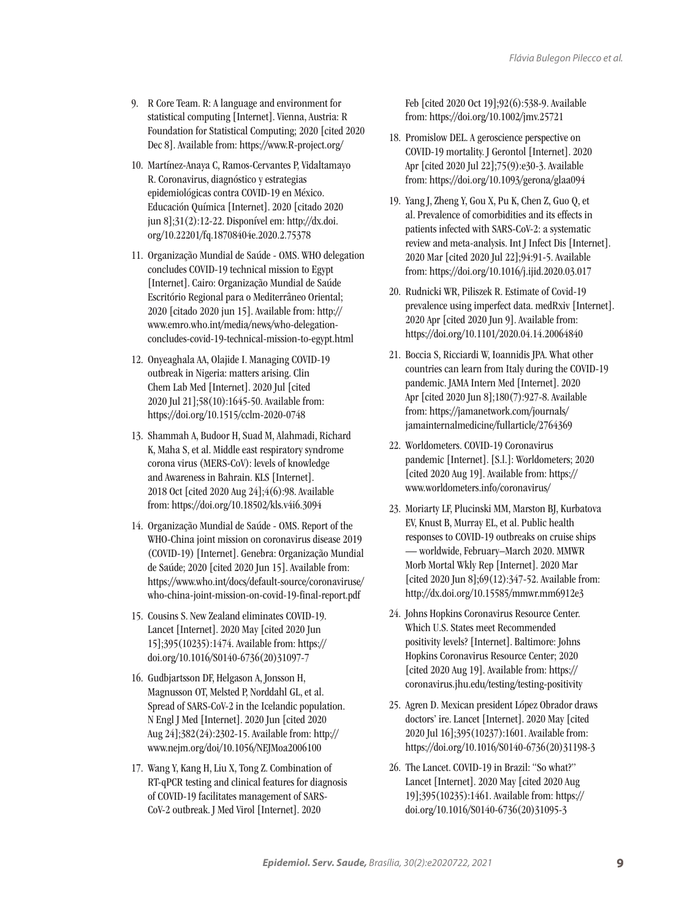9. R Core Team. R: A language and environment for statistical computing [Internet]. Vienna, Austria: R Foundation for Statistical Computing; 2020 [cited 2020 Dec 8]. Available from: https://www.R-project.org/

10. Martínez-Anaya C, Ramos-Cervantes P, Vidaltamayo R. Coronavirus, diagnóstico y estrategias epidemiológicas contra COVID-19 en México. Educación Química [Internet]. 2020 [citado 2020 jun 8];31(2):12-22. Disponível em: http://dx.doi.org/10.22201/fq.18708404e.2020.2.75378

11. Organização Mundial de Saúde - OMS. WHO delegation concludes COVID-19 technical mission to Egypt [Internet]. Cairo: Organização Mundial de Saúde Escritório Regional para o Mediterrâneo Oriental; 2020 [citado 2020 jun 15]. Available from: http://www.emro.who.int/media/news/who-delegation-concludes-covid-19-technical-mission-to-egypt.html

12. Onyeaghala AA, Olajide I. Managing COVID-19 outbreak in Nigeria: matters arising. Clin Chem Lab Med [Internet]. 2020 Jul [cited 2020 Jul 21];58(10):1645-50. Available from: https://doi.org/10.1515/cclm-2020-0748

13. Shammah A, Budoor H, Suad M, Alahmadi, Richard K, Maha S, et al. Middle east respiratory syndrome corona virus (MERS-CoV): levels of knowledge and Awareness in Bahrain. KLS [Internet]. 2018 Oct [cited 2020 Aug 24];4(6):98. Available from: https://doi.org/10.18502/kls.v4i6.3094

14. Organização Mundial de Saúde - OMS. Report of the WHO-China joint mission on coronavirus disease 2019 (COVID-19) [Internet]. Genebra: Organização Mundial de Saúde; 2020 [cited 2020 Jun 15]. Available from: https://www.who.int/docs/default-source/coronaviruse/who-china-joint-mission-on-covid-19-final-report.pdf

15. Cousins S. New Zealand eliminates COVID-19. Lancet [Internet]. 2020 May [cited 2020 Jun 15];395(10235):1474. Available from: https://doi.org/10.1016/S0140-6736(20)31097-7

16. Gudbjartsson DF, Helgason A, Jonsson H, Magnusson OT, Melsted P, Norddahl GL, et al. Spread of SARS-CoV-2 in the Icelandic population. N Engl J Med [Internet]. 2020 Jun [cited 2020 Aug 24];382(24):2302-15. Available from: http://www.nejm.org/doi/10.1056/NEJMoa2006100

17. Wang Y, Kang H, Liu X, Tong Z. Combination of RT-qPCR testing and clinical features for diagnosis of COVID-19 facilitates management of SARS-CoV-2 outbreak. J Med Virol [Internet]. 2020 Feb [cited 2020 Oct 19];92(6):538-9. Available from: https://doi.org/10.1002/jmv.25721

18. Promislow DEL. A geroscience perspective on COVID-19 mortality. J Gerontol [Internet]. 2020 Apr [cited 2020 Jul 22];75(9):e30-3. Available from: https://doi.org/10.1093/gerona/glaa094

19. Yang J, Zheng Y, Gou X, Pu K, Chen Z, Guo Q, et al. Prevalence of comorbidities and its effects in patients infected with SARS-CoV-2: a systematic review and meta-analysis. Int J Infect Dis [Internet]. 2020 Mar [cited 2020 Jul 22];94:91-5. Available from: https://doi.org/10.1016/j.ijid.2020.03.017

20. Rudnicki WR, Piliszek R. Estimate of Covid-19 prevalence using imperfect data. medRxiv [Internet]. 2020 Apr [cited 2020 Jun 9]. Available from: https://doi.org/10.1101/2020.04.14.20064840

21. Boccia S, Ricciardi W, Ioannidis JPA. What other countries can learn from Italy during the COVID-19 pandemic. JAMA Intern Med [Internet]. 2020 Apr [cited 2020 Jun 8];180(7):927-8. Available from: https://jamanetwork.com/journals/jamainternalmedicine/fullarticle/2764369

22. Worldometers. COVID-19 Coronavirus pandemic [Internet]. [S.l.]: Worldometers; 2020 [cited 2020 Aug 19]. Available from: https://www.worldometers.info/coronavirus/

23. Moriarty LF, Plucinski MM, Marston BJ, Kurbatova EV, Knust B, Murray EL, et al. Public health responses to COVID-19 outbreaks on cruise ships — worldwide, February–March 2020. MMWR Morb Mortal Wkly Rep [Internet]. 2020 Mar [cited 2020 Jun 8];69(12):347-52. Available from: http://dx.doi.org/10.15585/mmwr.mm6912e3

24. Johns Hopkins Coronavirus Resource Center. Which U.S. States meet Recommended positivity levels? [Internet]. Baltimore: Johns Hopkins Coronavirus Resource Center; 2020 [cited 2020 Aug 19]. Available from: https://coronavirus.jhu.edu/testing/testing-positivity

25. Agren D. Mexican president López Obrador draws doctors' ire. Lancet [Internet]. 2020 May [cited 2020 Jul 16];395(10237):1601. Available from: https://doi.org/10.1016/S0140-6736(20)31198-3

26. The Lancet. COVID-19 in Brazil: "So what?" Lancet [Internet]. 2020 May [cited 2020 Aug 19];395(10235):1461. Available from: https://doi.org/10.1016/S0140-6736(20)31095-3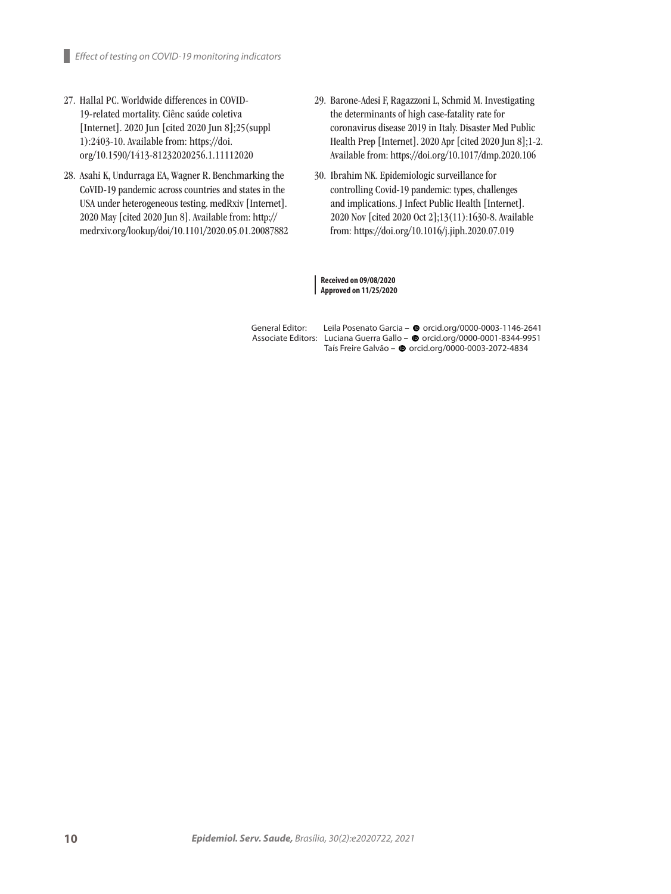27. Hallal PC. Worldwide differences in COVID-19-related mortality. Ciênc saúde coletiva [Internet]. 2020 Jun [cited 2020 Jun 8];25(suppl 1):2403-10. Available from: https://doi.org/10.1590/1413-81232020256.1.11112020
28. Asahi K, Undurraga EA, Wagner R. Benchmarking the CoVID-19 pandemic across countries and states in the USA under heterogeneous testing. medRxiv [Internet]. 2020 May [cited 2020 Jun 8]. Available from: http://medrxiv.org/lookup/doi/10.1101/2020.05.01.20087882
29. Barone-Adesi F, Ragazzoni L, Schmid M. Investigating the determinants of high case-fatality rate for coronavirus disease 2019 in Italy. Disaster Med Public Health Prep [Internet]. 2020 Apr [cited 2020 Jun 8];1-2. Available from: https://doi.org/10.1017/dmp.2020.106
30. Ibrahim NK. Epidemiologic surveillance for controlling Covid-19 pandemic: types, challenges and implications. J Infect Public Health [Internet]. 2020 Nov [cited 2020 Oct 2];13(11):1630-8. Available from: https://doi.org/10.1016/j.jiph.2020.07.019

**Received on 09/08/2020**
**Approved on 11/25/2020**

General Editor: Leila Posenato Garcia – orcid.org/0000-0003-1146-2641
Associate Editors: Luciana Guerra Gallo – orcid.org/0000-0001-8344-9951
Taís Freire Galvão – orcid.org/0000-0003-2072-4834